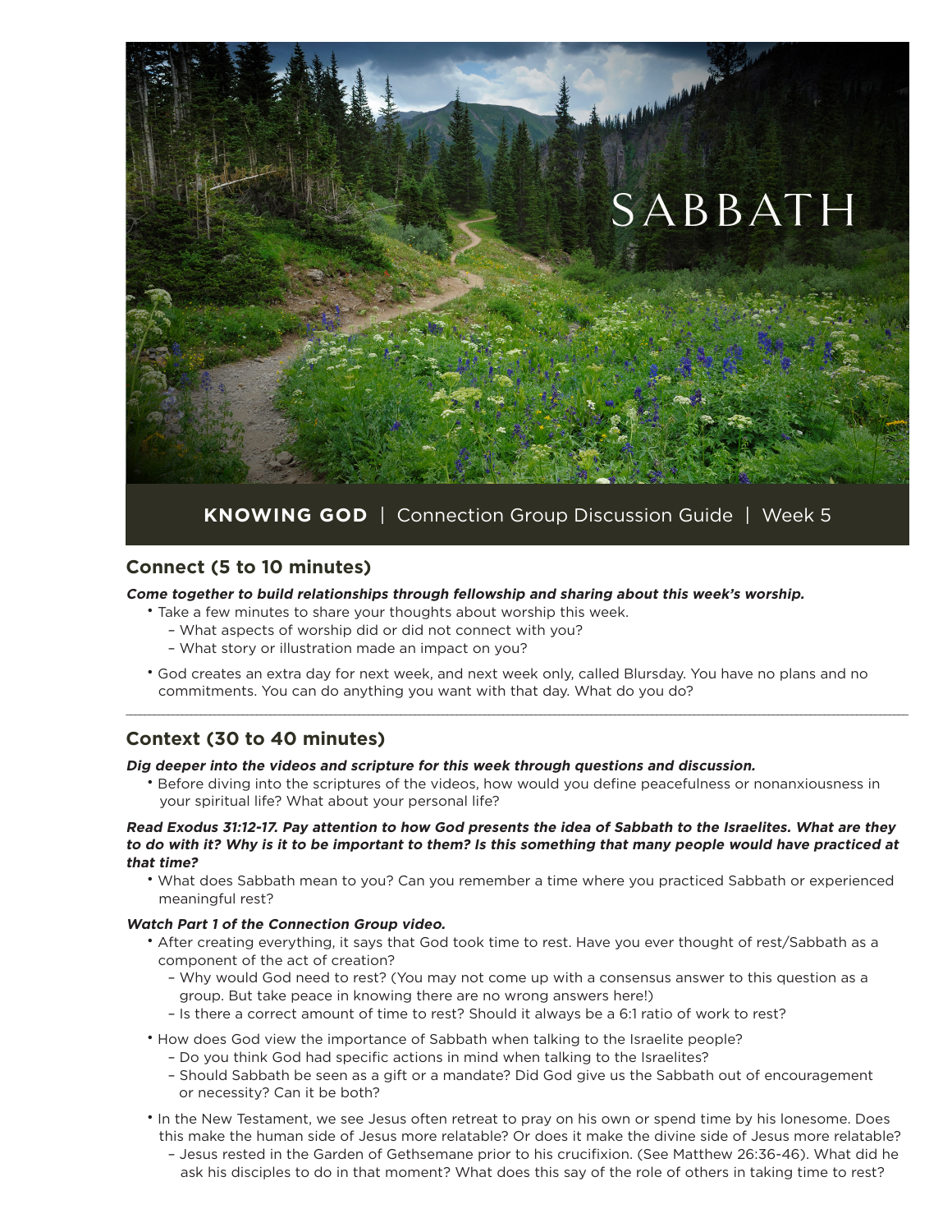# SABBATH

**KNOWING GOD** | Connection Group Discussion Guide | Week 5

## Connect (5 to 10 minutes)

***Come together to build relationships through fellowship and sharing about this week's worship.***

- Take a few minutes to share your thoughts about worship this week.
  - What aspects of worship did or did not connect with you?
  - What story or illustration made an impact on you?
- God creates an extra day for next week, and next week only, called Blursday. You have no plans and no commitments. You can do anything you want with that day. What do you do?

---

## Context (30 to 40 minutes)

***Dig deeper into the videos and scripture for this week through questions and discussion.***

- Before diving into the scriptures of the videos, how would you define peacefulness or nonanxiousness in your spiritual life? What about your personal life?

***Read Exodus 31:12-17. Pay attention to how God presents the idea of Sabbath to the Israelites. What are they to do with it? Why is it to be important to them? Is this something that many people would have practiced at that time?***

- What does Sabbath mean to you? Can you remember a time where you practiced Sabbath or experienced meaningful rest?

***Watch Part 1 of the Connection Group video.***

- After creating everything, it says that God took time to rest. Have you ever thought of rest/Sabbath as a component of the act of creation?
  - Why would God need to rest? (You may not come up with a consensus answer to this question as a group. But take peace in knowing there are no wrong answers here!)
  - Is there a correct amount of time to rest? Should it always be a 6:1 ratio of work to rest?
- How does God view the importance of Sabbath when talking to the Israelite people?
  - Do you think God had specific actions in mind when talking to the Israelites?
  - Should Sabbath be seen as a gift or a mandate? Did God give us the Sabbath out of encouragement or necessity? Can it be both?
- In the New Testament, we see Jesus often retreat to pray on his own or spend time by his lonesome. Does this make the human side of Jesus more relatable? Or does it make the divine side of Jesus more relatable?
  - Jesus rested in the Garden of Gethsemane prior to his crucifixion. (See Matthew 26:36-46). What did he ask his disciples to do in that moment? What does this say of the role of others in taking time to rest?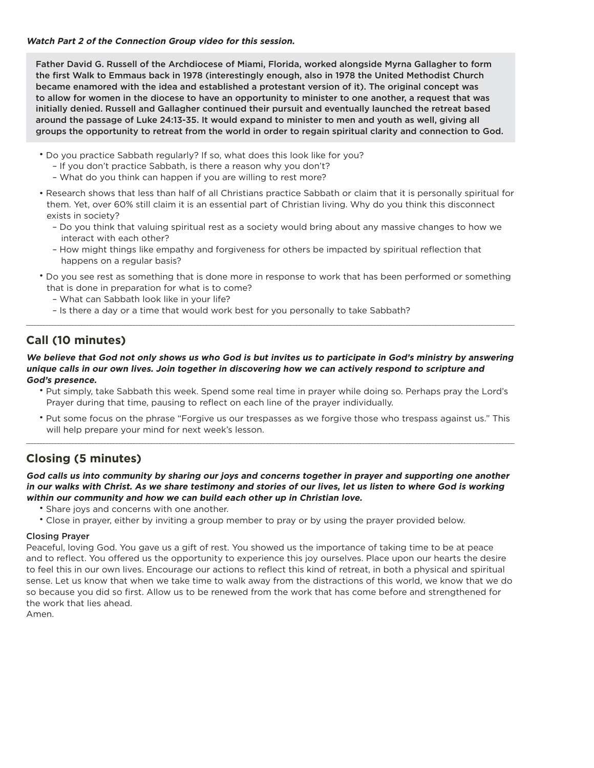***Watch Part 2 of the Connection Group video for this session.***

> **Father David G. Russell of the Archdiocese of Miami, Florida, worked alongside Myrna Gallagher to form the first Walk to Emmaus back in 1978 (interestingly enough, also in 1978 the United Methodist Church became enamored with the idea and established a protestant version of it). The original concept was to allow for women in the diocese to have an opportunity to minister to one another, a request that was initially denied. Russell and Gallagher continued their pursuit and eventually launched the retreat based around the passage of Luke 24:13-35. It would expand to minister to men and youth as well, giving all groups the opportunity to retreat from the world in order to regain spiritual clarity and connection to God.**

- Do you practice Sabbath regularly? If so, what does this look like for you?
  - If you don't practice Sabbath, is there a reason why you don't?
  - What do you think can happen if you are willing to rest more?
- Research shows that less than half of all Christians practice Sabbath or claim that it is personally spiritual for them. Yet, over 60% still claim it is an essential part of Christian living. Why do you think this disconnect exists in society?
  - Do you think that valuing spiritual rest as a society would bring about any massive changes to how we interact with each other?
  - How might things like empathy and forgiveness for others be impacted by spiritual reflection that happens on a regular basis?
- Do you see rest as something that is done more in response to work that has been performed or something that is done in preparation for what is to come?
  - What can Sabbath look like in your life?
  - Is there a day or a time that would work best for you personally to take Sabbath?

---

## Call (10 minutes)

***We believe that God not only shows us who God is but invites us to participate in God's ministry by answering unique calls in our own lives. Join together in discovering how we can actively respond to scripture and God's presence.***

- Put simply, take Sabbath this week. Spend some real time in prayer while doing so. Perhaps pray the Lord's Prayer during that time, pausing to reflect on each line of the prayer individually.
- Put some focus on the phrase "Forgive us our trespasses as we forgive those who trespass against us." This will help prepare your mind for next week's lesson.

---

## Closing (5 minutes)

***God calls us into community by sharing our joys and concerns together in prayer and supporting one another in our walks with Christ. As we share testimony and stories of our lives, let us listen to where God is working within our community and how we can build each other up in Christian love.***

- Share joys and concerns with one another.
- Close in prayer, either by inviting a group member to pray or by using the prayer provided below.

### Closing Prayer

Peaceful, loving God. You gave us a gift of rest. You showed us the importance of taking time to be at peace and to reflect. You offered us the opportunity to experience this joy ourselves. Place upon our hearts the desire to feel this in our own lives. Encourage our actions to reflect this kind of retreat, in both a physical and spiritual sense. Let us know that when we take time to walk away from the distractions of this world, we know that we do so because you did so first. Allow us to be renewed from the work that has come before and strengthened for the work that lies ahead.
Amen.